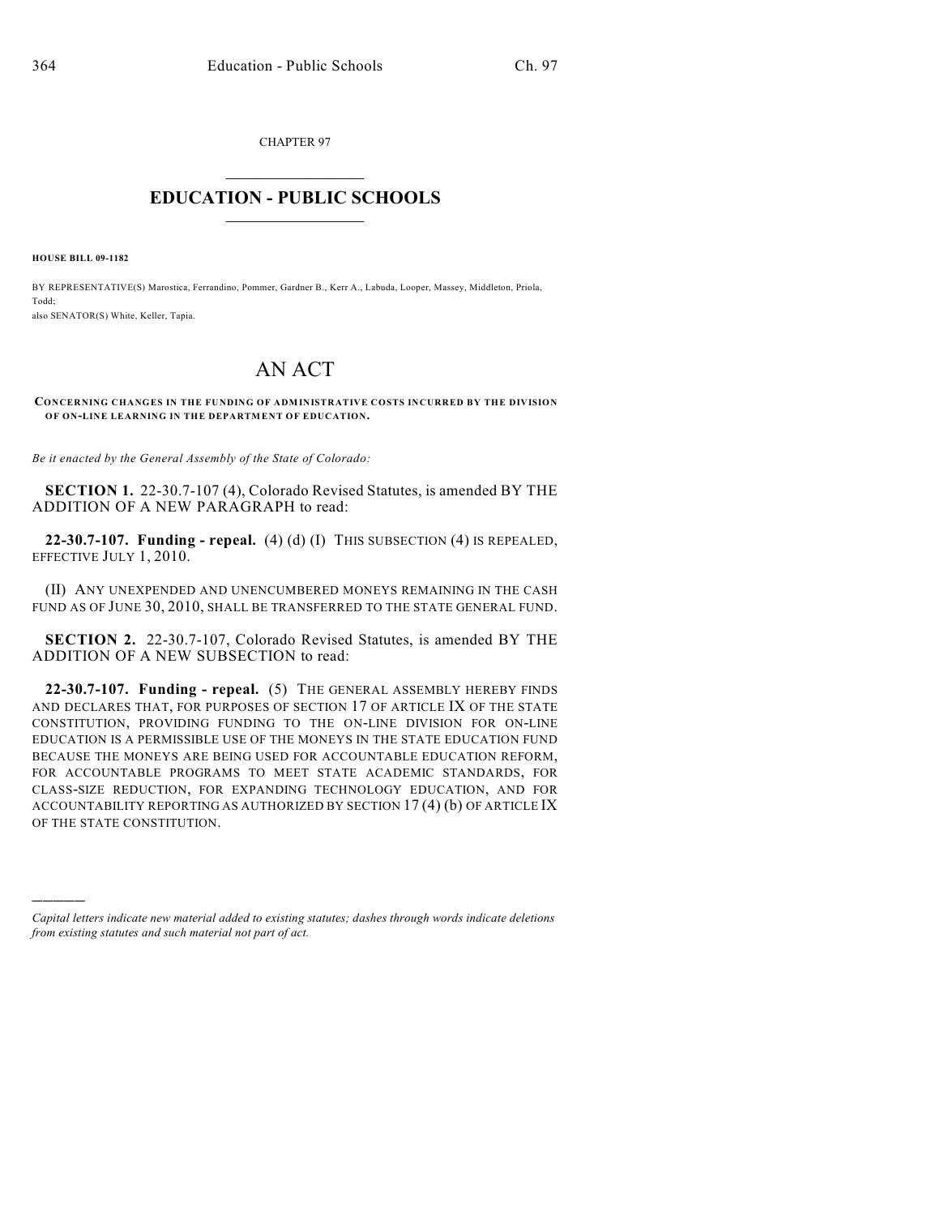CHAPTER 97

# EDUCATION - PUBLIC SCHOOLS

**HOUSE BILL 09-1182**

BY REPRESENTATIVE(S) Marostica, Ferrandino, Pommer, Gardner B., Kerr A., Labuda, Looper, Massey, Middleton, Priola, Todd;
also SENATOR(S) White, Keller, Tapia.

# AN ACT

**CONCERNING CHANGES IN THE FUNDING OF ADMINISTRATIVE COSTS INCURRED BY THE DIVISION OF ON-LINE LEARNING IN THE DEPARTMENT OF EDUCATION.**

*Be it enacted by the General Assembly of the State of Colorado:*

**SECTION 1.** 22-30.7-107 (4), Colorado Revised Statutes, is amended BY THE ADDITION OF A NEW PARAGRAPH to read:

**22-30.7-107. Funding - repeal.** (4) (d) (I) THIS SUBSECTION (4) IS REPEALED, EFFECTIVE JULY 1, 2010.

(II) ANY UNEXPENDED AND UNENCUMBERED MONEYS REMAINING IN THE CASH FUND AS OF JUNE 30, 2010, SHALL BE TRANSFERRED TO THE STATE GENERAL FUND.

**SECTION 2.** 22-30.7-107, Colorado Revised Statutes, is amended BY THE ADDITION OF A NEW SUBSECTION to read:

**22-30.7-107. Funding - repeal.** (5) THE GENERAL ASSEMBLY HEREBY FINDS AND DECLARES THAT, FOR PURPOSES OF SECTION 17 OF ARTICLE IX OF THE STATE CONSTITUTION, PROVIDING FUNDING TO THE ON-LINE DIVISION FOR ON-LINE EDUCATION IS A PERMISSIBLE USE OF THE MONEYS IN THE STATE EDUCATION FUND BECAUSE THE MONEYS ARE BEING USED FOR ACCOUNTABLE EDUCATION REFORM, FOR ACCOUNTABLE PROGRAMS TO MEET STATE ACADEMIC STANDARDS, FOR CLASS-SIZE REDUCTION, FOR EXPANDING TECHNOLOGY EDUCATION, AND FOR ACCOUNTABILITY REPORTING AS AUTHORIZED BY SECTION 17 (4) (b) OF ARTICLE IX OF THE STATE CONSTITUTION.

---

*Capital letters indicate new material added to existing statutes; dashes through words indicate deletions from existing statutes and such material not part of act.*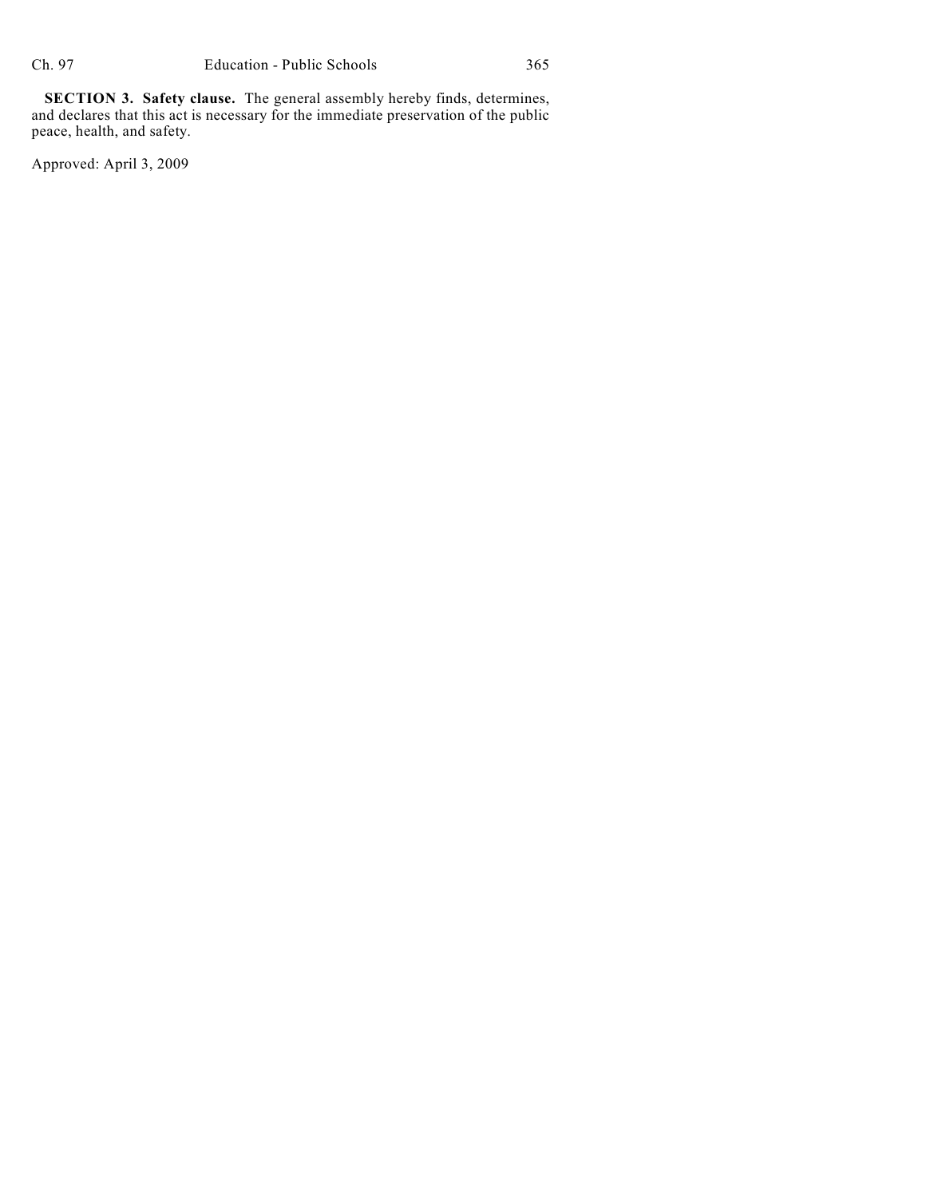**SECTION 3. Safety clause.** The general assembly hereby finds, determines, and declares that this act is necessary for the immediate preservation of the public peace, health, and safety.

Approved: April 3, 2009